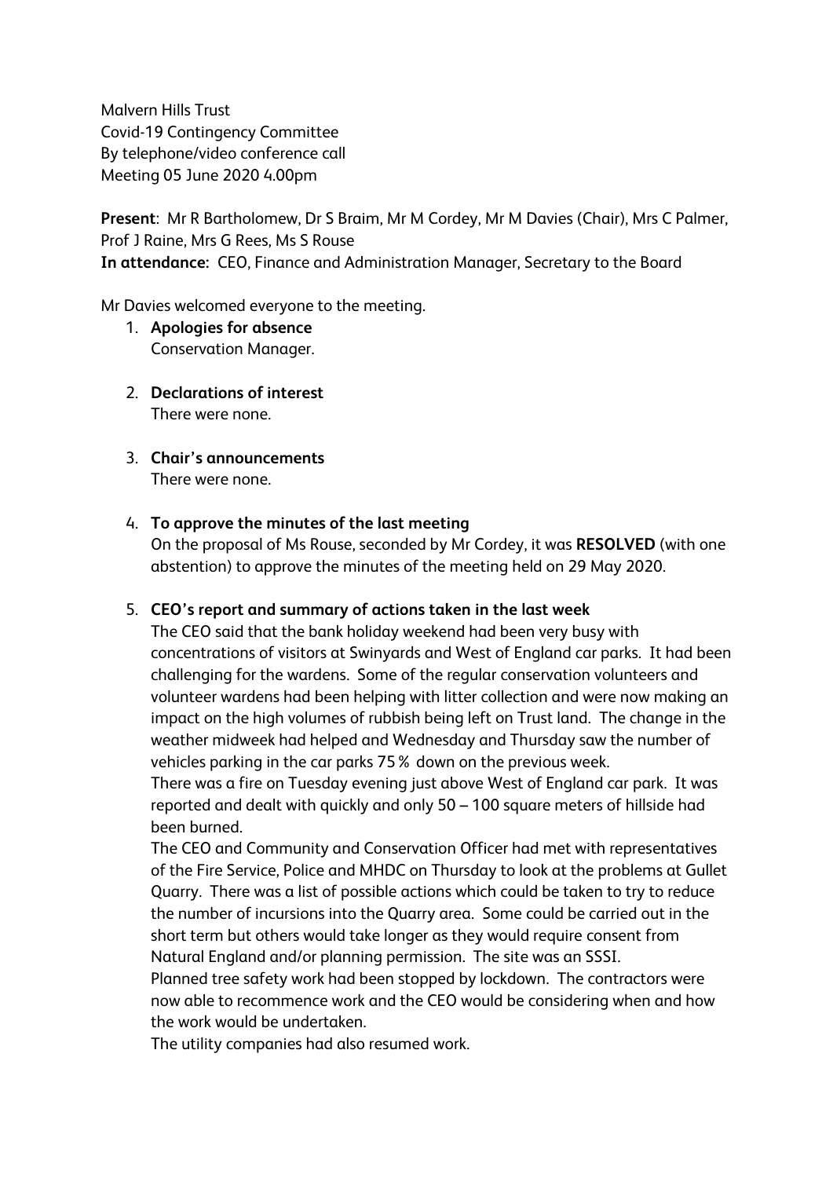Malvern Hills Trust
Covid-19 Contingency Committee
By telephone/video conference call
Meeting 05 June 2020 4.00pm

**Present**: Mr R Bartholomew, Dr S Braim, Mr M Cordey, Mr M Davies (Chair), Mrs C Palmer, Prof J Raine, Mrs G Rees, Ms S Rouse
**In attendance:** CEO, Finance and Administration Manager, Secretary to the Board

Mr Davies welcomed everyone to the meeting.

1. **Apologies for absence**
   Conservation Manager.

2. **Declarations of interest**
   There were none.

3. **Chair's announcements**
   There were none.

4. **To approve the minutes of the last meeting**
   On the proposal of Ms Rouse, seconded by Mr Cordey, it was **RESOLVED** (with one abstention) to approve the minutes of the meeting held on 29 May 2020.

5. **CEO's report and summary of actions taken in the last week**
   The CEO said that the bank holiday weekend had been very busy with concentrations of visitors at Swinyards and West of England car parks. It had been challenging for the wardens. Some of the regular conservation volunteers and volunteer wardens had been helping with litter collection and were now making an impact on the high volumes of rubbish being left on Trust land. The change in the weather midweek had helped and Wednesday and Thursday saw the number of vehicles parking in the car parks 75% down on the previous week.
   There was a fire on Tuesday evening just above West of England car park. It was reported and dealt with quickly and only 50 – 100 square meters of hillside had been burned.
   The CEO and Community and Conservation Officer had met with representatives of the Fire Service, Police and MHDC on Thursday to look at the problems at Gullet Quarry. There was a list of possible actions which could be taken to try to reduce the number of incursions into the Quarry area. Some could be carried out in the short term but others would take longer as they would require consent from Natural England and/or planning permission. The site was an SSSI.
   Planned tree safety work had been stopped by lockdown. The contractors were now able to recommence work and the CEO would be considering when and how the work would be undertaken.
   The utility companies had also resumed work.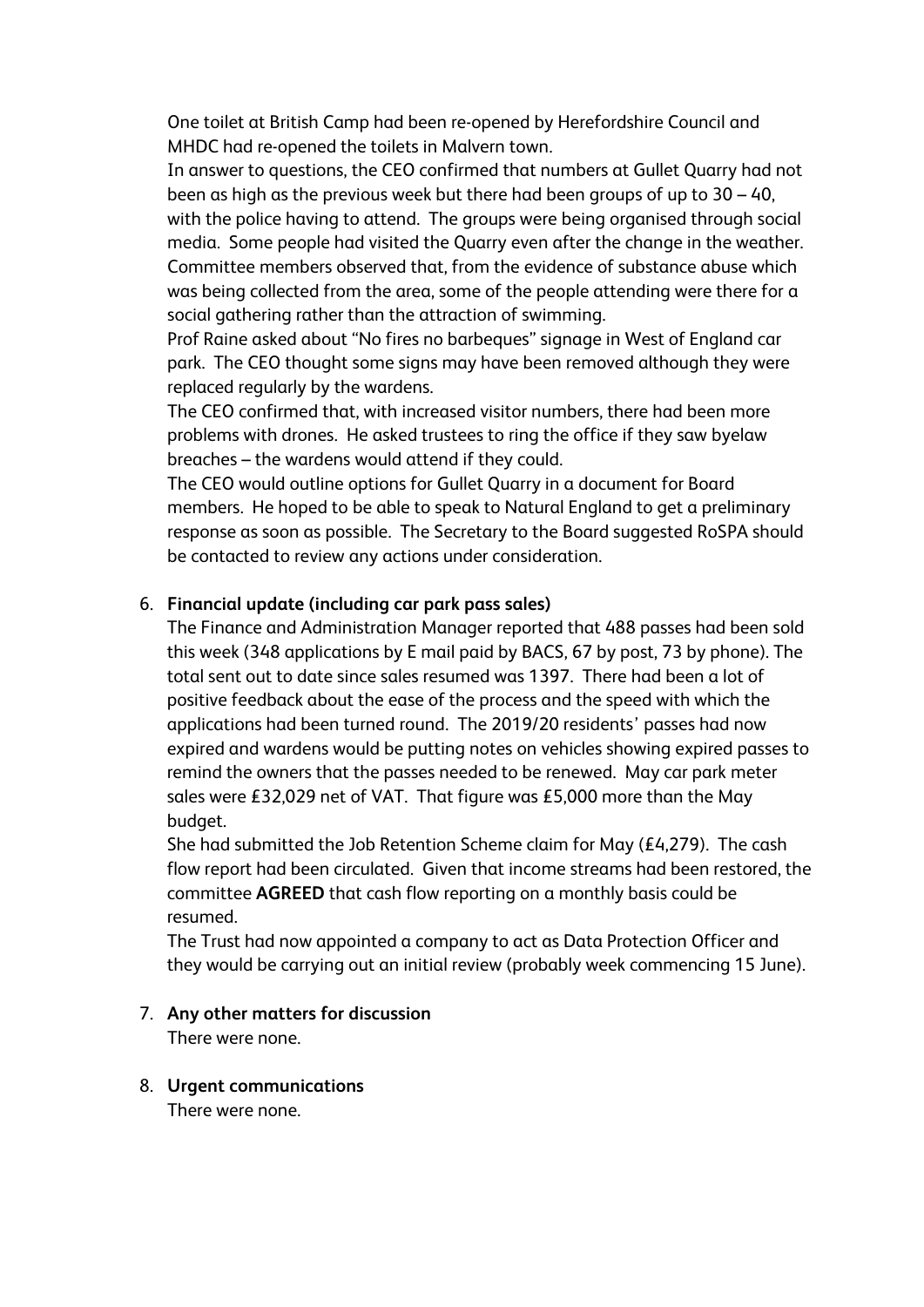One toilet at British Camp had been re-opened by Herefordshire Council and MHDC had re-opened the toilets in Malvern town.

In answer to questions, the CEO confirmed that numbers at Gullet Quarry had not been as high as the previous week but there had been groups of up to 30 – 40, with the police having to attend. The groups were being organised through social media. Some people had visited the Quarry even after the change in the weather. Committee members observed that, from the evidence of substance abuse which was being collected from the area, some of the people attending were there for a social gathering rather than the attraction of swimming.

Prof Raine asked about "No fires no barbeques" signage in West of England car park. The CEO thought some signs may have been removed although they were replaced regularly by the wardens.

The CEO confirmed that, with increased visitor numbers, there had been more problems with drones. He asked trustees to ring the office if they saw byelaw breaches – the wardens would attend if they could.

The CEO would outline options for Gullet Quarry in a document for Board members. He hoped to be able to speak to Natural England to get a preliminary response as soon as possible. The Secretary to the Board suggested RoSPA should be contacted to review any actions under consideration.

6. **Financial update (including car park pass sales)**

   The Finance and Administration Manager reported that 488 passes had been sold this week (348 applications by E mail paid by BACS, 67 by post, 73 by phone). The total sent out to date since sales resumed was 1397. There had been a lot of positive feedback about the ease of the process and the speed with which the applications had been turned round. The 2019/20 residents' passes had now expired and wardens would be putting notes on vehicles showing expired passes to remind the owners that the passes needed to be renewed. May car park meter sales were £32,029 net of VAT. That figure was £5,000 more than the May budget.

   She had submitted the Job Retention Scheme claim for May (£4,279). The cash flow report had been circulated. Given that income streams had been restored, the committee **AGREED** that cash flow reporting on a monthly basis could be resumed.

   The Trust had now appointed a company to act as Data Protection Officer and they would be carrying out an initial review (probably week commencing 15 June).

7. **Any other matters for discussion**

   There were none.

8. **Urgent communications**

   There were none.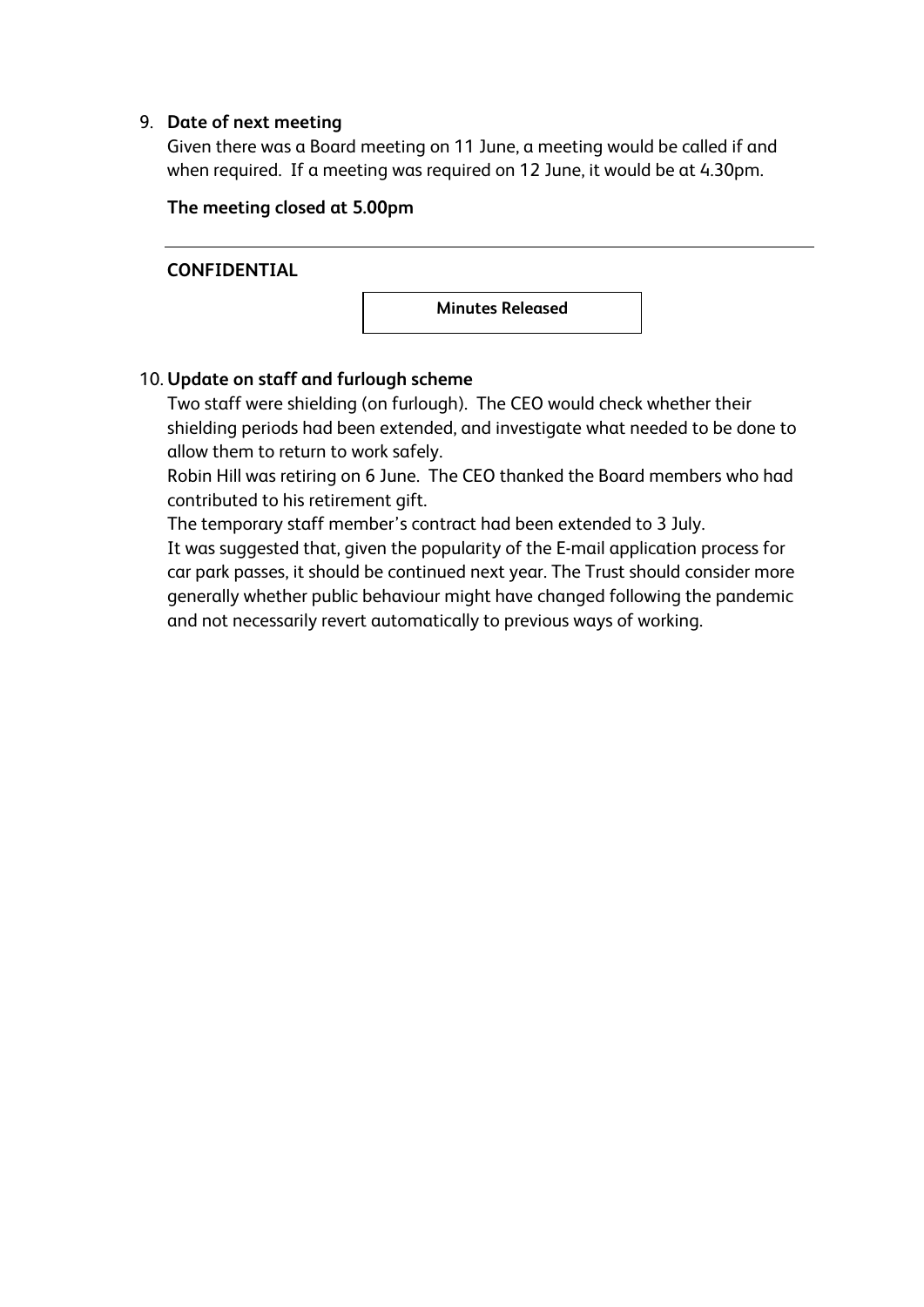9. **Date of next meeting**

   Given there was a Board meeting on 11 June, a meeting would be called if and when required. If a meeting was required on 12 June, it would be at 4.30pm.

   **The meeting closed at 5.00pm**

---

**CONFIDENTIAL**

**Minutes Released**

10. **Update on staff and furlough scheme**

    Two staff were shielding (on furlough). The CEO would check whether their shielding periods had been extended, and investigate what needed to be done to allow them to return to work safely.

    Robin Hill was retiring on 6 June. The CEO thanked the Board members who had contributed to his retirement gift.

    The temporary staff member's contract had been extended to 3 July.

    It was suggested that, given the popularity of the E-mail application process for car park passes, it should be continued next year. The Trust should consider more generally whether public behaviour might have changed following the pandemic and not necessarily revert automatically to previous ways of working.